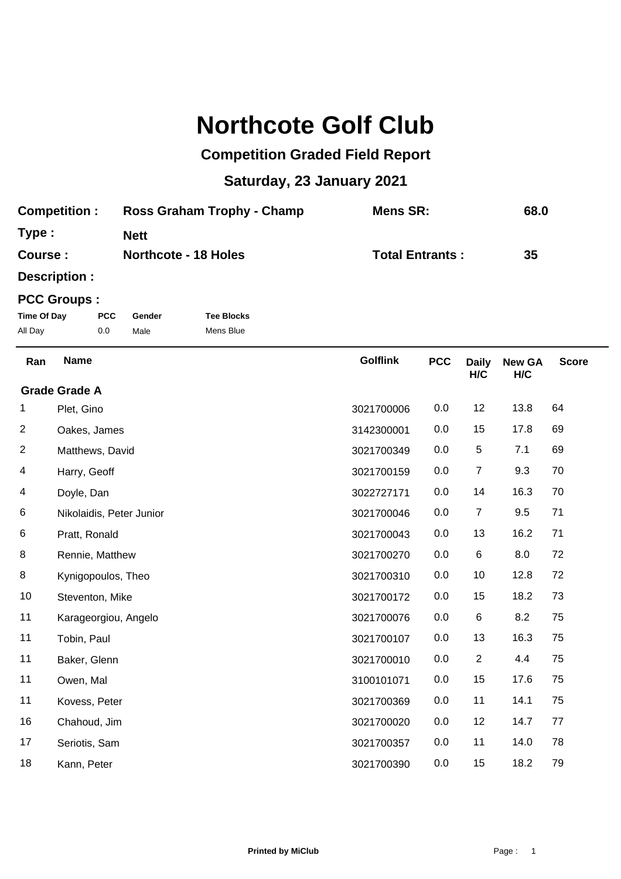# Northcote Golf Club

## Competition Graded Field Report

## Saturday, 23 January 2021

| | | | |
|---|---|---|---|
| **Competition :** | **Ross Graham Trophy - Champ** | **Mens SR:** | **68.0** |
| **Type :** | **Nett** | | |
| **Course :** | **Northcote - 18 Holes** | **Total Entrants :** | **35** |
| **Description :** | | | |

**PCC Groups :**

| Time Of Day | PCC | Gender | Tee Blocks |
|---|---|---|---|
| All Day | 0.0 | Male | Mens Blue |

| Ran | Name | Golflink | PCC | Daily H/C | New GA H/C | Score |
|---|---|---|---|---|---|---|
| **Grade Grade A** | | | | | | |
| 1 | Plet, Gino | 3021700006 | 0.0 | 12 | 13.8 | 64 |
| 2 | Oakes, James | 3142300001 | 0.0 | 15 | 17.8 | 69 |
| 2 | Matthews, David | 3021700349 | 0.0 | 5 | 7.1 | 69 |
| 4 | Harry, Geoff | 3021700159 | 0.0 | 7 | 9.3 | 70 |
| 4 | Doyle, Dan | 3022727171 | 0.0 | 14 | 16.3 | 70 |
| 6 | Nikolaidis, Peter Junior | 3021700046 | 0.0 | 7 | 9.5 | 71 |
| 6 | Pratt, Ronald | 3021700043 | 0.0 | 13 | 16.2 | 71 |
| 8 | Rennie, Matthew | 3021700270 | 0.0 | 6 | 8.0 | 72 |
| 8 | Kynigopoulos, Theo | 3021700310 | 0.0 | 10 | 12.8 | 72 |
| 10 | Steventon, Mike | 3021700172 | 0.0 | 15 | 18.2 | 73 |
| 11 | Karageorgiou, Angelo | 3021700076 | 0.0 | 6 | 8.2 | 75 |
| 11 | Tobin, Paul | 3021700107 | 0.0 | 13 | 16.3 | 75 |
| 11 | Baker, Glenn | 3021700010 | 0.0 | 2 | 4.4 | 75 |
| 11 | Owen, Mal | 3100101071 | 0.0 | 15 | 17.6 | 75 |
| 11 | Kovess, Peter | 3021700369 | 0.0 | 11 | 14.1 | 75 |
| 16 | Chahoud, Jim | 3021700020 | 0.0 | 12 | 14.7 | 77 |
| 17 | Seriotis, Sam | 3021700357 | 0.0 | 11 | 14.0 | 78 |
| 18 | Kann, Peter | 3021700390 | 0.0 | 15 | 18.2 | 79 |

**Printed by MiClub**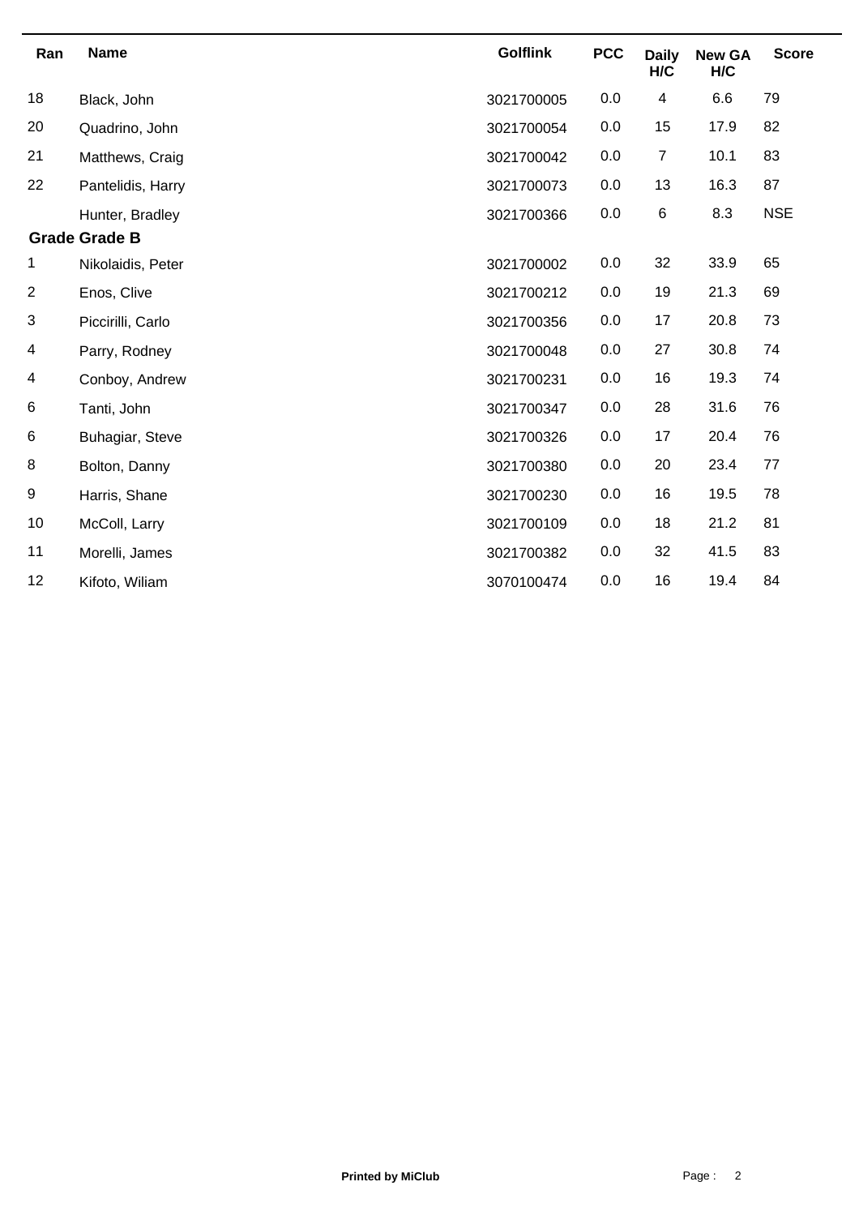| Ran | Name | Golflink | PCC | Daily H/C | New GA H/C | Score |
|---|---|---|---|---|---|---|
| 18 | Black, John | 3021700005 | 0.0 | 4 | 6.6 | 79 |
| 20 | Quadrino, John | 3021700054 | 0.0 | 15 | 17.9 | 82 |
| 21 | Matthews, Craig | 3021700042 | 0.0 | 7 | 10.1 | 83 |
| 22 | Pantelidis, Harry | 3021700073 | 0.0 | 13 | 16.3 | 87 |
| | Hunter, Bradley | 3021700366 | 0.0 | 6 | 8.3 | NSE |
| **Grade Grade B** | | | | | | |
| 1 | Nikolaidis, Peter | 3021700002 | 0.0 | 32 | 33.9 | 65 |
| 2 | Enos, Clive | 3021700212 | 0.0 | 19 | 21.3 | 69 |
| 3 | Piccirilli, Carlo | 3021700356 | 0.0 | 17 | 20.8 | 73 |
| 4 | Parry, Rodney | 3021700048 | 0.0 | 27 | 30.8 | 74 |
| 4 | Conboy, Andrew | 3021700231 | 0.0 | 16 | 19.3 | 74 |
| 6 | Tanti, John | 3021700347 | 0.0 | 28 | 31.6 | 76 |
| 6 | Buhagiar, Steve | 3021700326 | 0.0 | 17 | 20.4 | 76 |
| 8 | Bolton, Danny | 3021700380 | 0.0 | 20 | 23.4 | 77 |
| 9 | Harris, Shane | 3021700230 | 0.0 | 16 | 19.5 | 78 |
| 10 | McColl, Larry | 3021700109 | 0.0 | 18 | 21.2 | 81 |
| 11 | Morelli, James | 3021700382 | 0.0 | 32 | 41.5 | 83 |
| 12 | Kifoto, Wiliam | 3070100474 | 0.0 | 16 | 19.4 | 84 |

**Printed by MiClub**